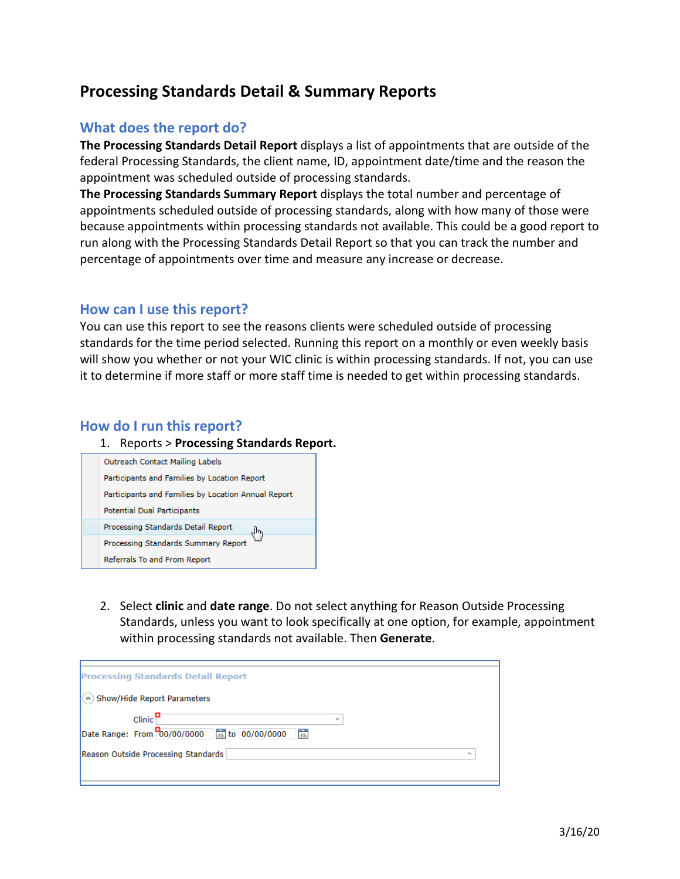# Processing Standards Detail & Summary Reports

## What does the report do?

**The Processing Standards Detail Report** displays a list of appointments that are outside of the federal Processing Standards, the client name, ID, appointment date/time and the reason the appointment was scheduled outside of processing standards.

**The Processing Standards Summary Report** displays the total number and percentage of appointments scheduled outside of processing standards, along with how many of those were because appointments within processing standards not available. This could be a good report to run along with the Processing Standards Detail Report so that you can track the number and percentage of appointments over time and measure any increase or decrease.

## How can I use this report?

You can use this report to see the reasons clients were scheduled outside of processing standards for the time period selected. Running this report on a monthly or even weekly basis will show you whether or not your WIC clinic is within processing standards. If not, you can use it to determine if more staff or more staff time is needed to get within processing standards.

## How do I run this report?

1. Reports > **Processing Standards Report.**

   Outreach Contact Mailing Labels
   Participants and Families by Location Report
   Participants and Families by Location Annual Report
   Potential Dual Participants
   Processing Standards Detail Report
   Processing Standards Summary Report
   Referrals To and From Report

2. Select **clinic** and **date range**. Do not select anything for Reason Outside Processing Standards, unless you want to look specifically at one option, for example, appointment within processing standards not available. Then **Generate**.

   Processing Standards Detail Report
   Show/Hide Report Parameters
   Clinic
   Date Range: From 00/00/0000 to 00/00/0000
   Reason Outside Processing Standards

3/16/20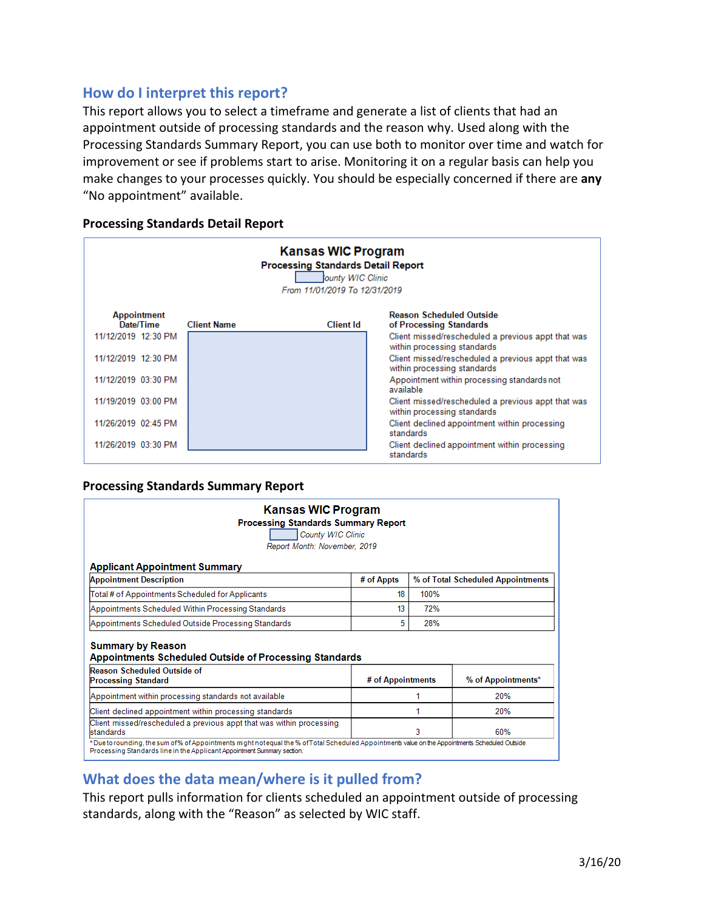## How do I interpret this report?

This report allows you to select a timeframe and generate a list of clients that had an appointment outside of processing standards and the reason why. Used along with the Processing Standards Summary Report, you can use both to monitor over time and watch for improvement or see if problems start to arise. Monitoring it on a regular basis can help you make changes to your processes quickly. You should be especially concerned if there are **any** “No appointment” available.

### Processing Standards Detail Report

**Kansas WIC Program**

**Processing Standards Detail Report**

*County WIC Clinic*

*From 11/01/2019 To 12/31/2019*

| Appointment Date/Time | Client Name | Client Id | Reason Scheduled Outside of Processing Standards |
|---|---|---|---|
| 11/12/2019 12:30 PM | | | Client missed/rescheduled a previous appt that was within processing standards |
| 11/12/2019 12:30 PM | | | Client missed/rescheduled a previous appt that was within processing standards |
| 11/12/2019 03:30 PM | | | Appointment within processing standards not available |
| 11/19/2019 03:00 PM | | | Client missed/rescheduled a previous appt that was within processing standards |
| 11/26/2019 02:45 PM | | | Client declined appointment within processing standards |
| 11/26/2019 03:30 PM | | | Client declined appointment within processing standards |

### Processing Standards Summary Report

**Kansas WIC Program**

**Processing Standards Summary Report**

*County WIC Clinic*

*Report Month: November, 2019*

**Applicant Appointment Summary**

| Appointment Description | # of Appts | % of Total Scheduled Appointments |
|---|---|---|
| Total # of Appointments Scheduled for Applicants | 18 | 100% |
| Appointments Scheduled Within Processing Standards | 13 | 72% |
| Appointments Scheduled Outside Processing Standards | 5 | 28% |

**Summary by Reason**

**Appointments Scheduled Outside of Processing Standards**

| Reason Scheduled Outside of Processing Standard | # of Appointments | % of Appointments* |
|---|---|---|
| Appointment within processing standards not available | 1 | 20% |
| Client declined appointment within processing standards | 1 | 20% |
| Client missed/rescheduled a previous appt that was within processing standards | 3 | 60% |

*Due to rounding, the sum of % of Appointments might not equal the % of Total Scheduled Appointments value on the Appointments Scheduled Outside Processing Standards line in the Applicant Appointment Summary section.

## What does the data mean/where is it pulled from?

This report pulls information for clients scheduled an appointment outside of processing standards, along with the “Reason” as selected by WIC staff.

3/16/20